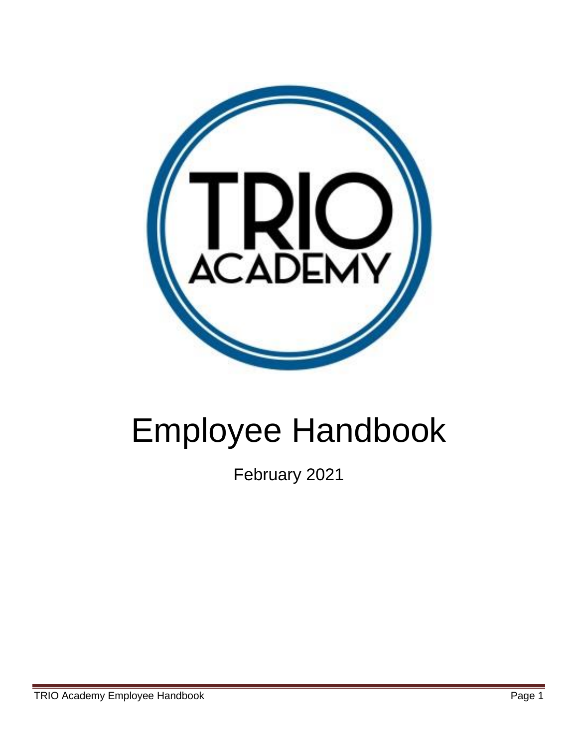# Employee Handbook

February 2021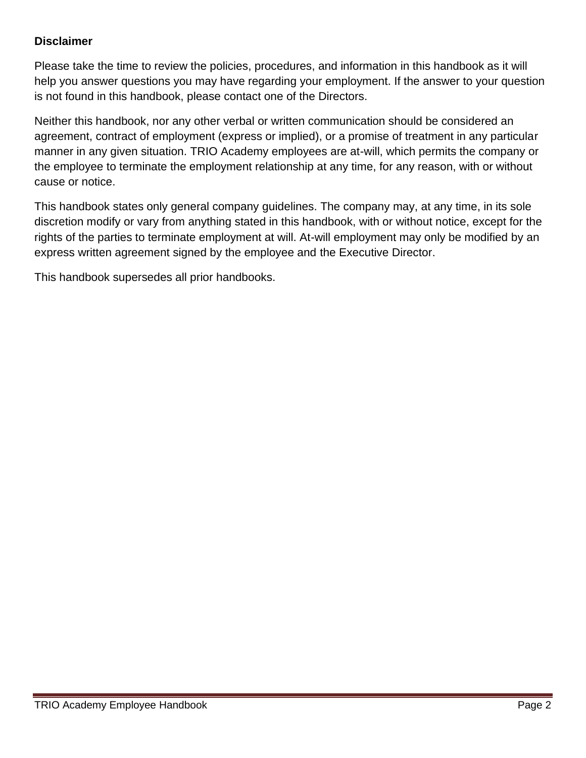**Disclaimer**

Please take the time to review the policies, procedures, and information in this handbook as it will help you answer questions you may have regarding your employment. If the answer to your question is not found in this handbook, please contact one of the Directors.

Neither this handbook, nor any other verbal or written communication should be considered an agreement, contract of employment (express or implied), or a promise of treatment in any particular manner in any given situation. TRIO Academy employees are at-will, which permits the company or the employee to terminate the employment relationship at any time, for any reason, with or without cause or notice.

This handbook states only general company guidelines. The company may, at any time, in its sole discretion modify or vary from anything stated in this handbook, with or without notice, except for the rights of the parties to terminate employment at will. At-will employment may only be modified by an express written agreement signed by the employee and the Executive Director.

This handbook supersedes all prior handbooks.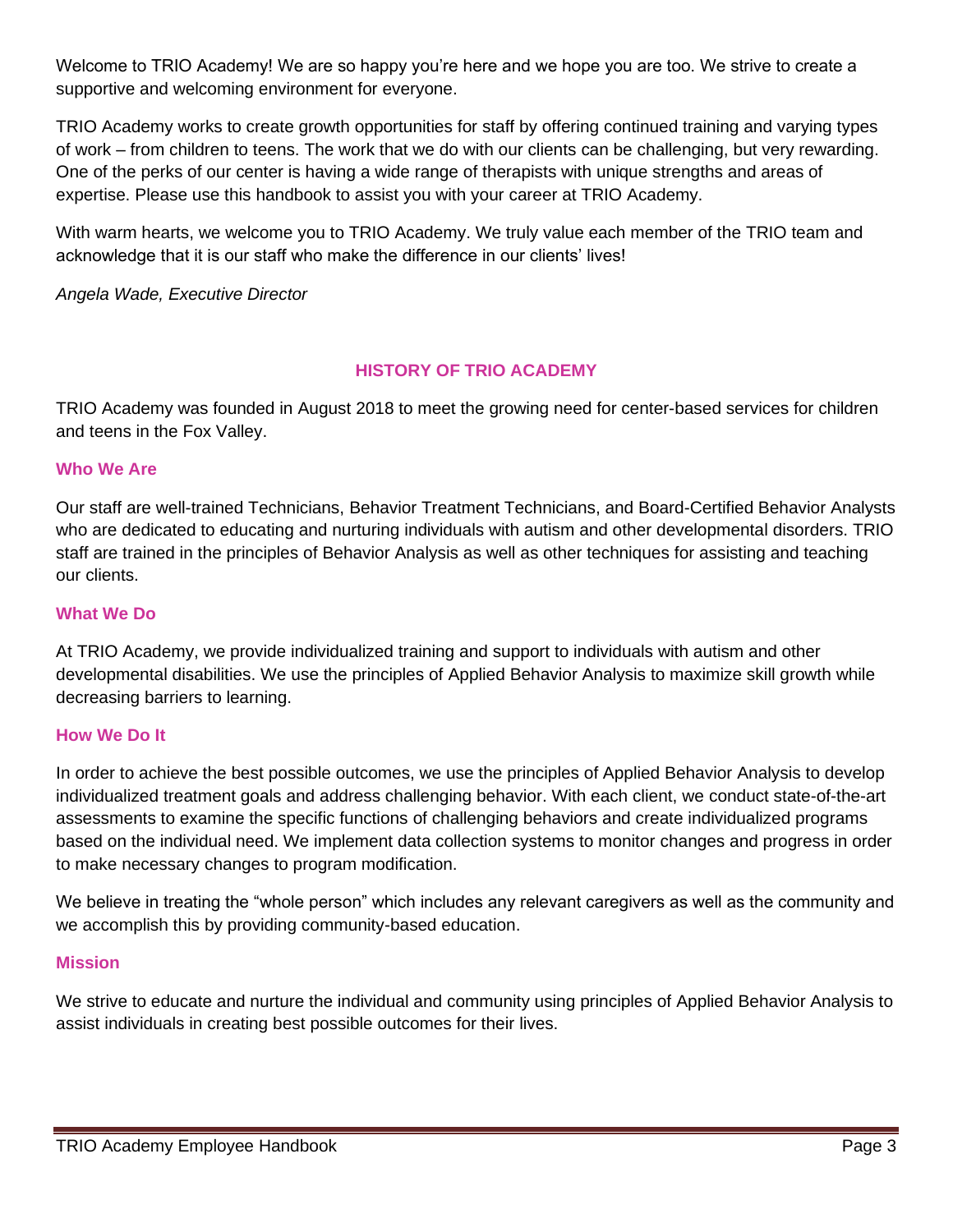Welcome to TRIO Academy! We are so happy you're here and we hope you are too. We strive to create a supportive and welcoming environment for everyone.

TRIO Academy works to create growth opportunities for staff by offering continued training and varying types of work – from children to teens. The work that we do with our clients can be challenging, but very rewarding. One of the perks of our center is having a wide range of therapists with unique strengths and areas of expertise. Please use this handbook to assist you with your career at TRIO Academy.

With warm hearts, we welcome you to TRIO Academy. We truly value each member of the TRIO team and acknowledge that it is our staff who make the difference in our clients' lives!

*Angela Wade, Executive Director*

## HISTORY OF TRIO ACADEMY

TRIO Academy was founded in August 2018 to meet the growing need for center-based services for children and teens in the Fox Valley.

### Who We Are

Our staff are well-trained Technicians, Behavior Treatment Technicians, and Board-Certified Behavior Analysts who are dedicated to educating and nurturing individuals with autism and other developmental disorders. TRIO staff are trained in the principles of Behavior Analysis as well as other techniques for assisting and teaching our clients.

### What We Do

At TRIO Academy, we provide individualized training and support to individuals with autism and other developmental disabilities. We use the principles of Applied Behavior Analysis to maximize skill growth while decreasing barriers to learning.

### How We Do It

In order to achieve the best possible outcomes, we use the principles of Applied Behavior Analysis to develop individualized treatment goals and address challenging behavior. With each client, we conduct state-of-the-art assessments to examine the specific functions of challenging behaviors and create individualized programs based on the individual need. We implement data collection systems to monitor changes and progress in order to make necessary changes to program modification.

We believe in treating the "whole person" which includes any relevant caregivers as well as the community and we accomplish this by providing community-based education.

### Mission

We strive to educate and nurture the individual and community using principles of Applied Behavior Analysis to assist individuals in creating best possible outcomes for their lives.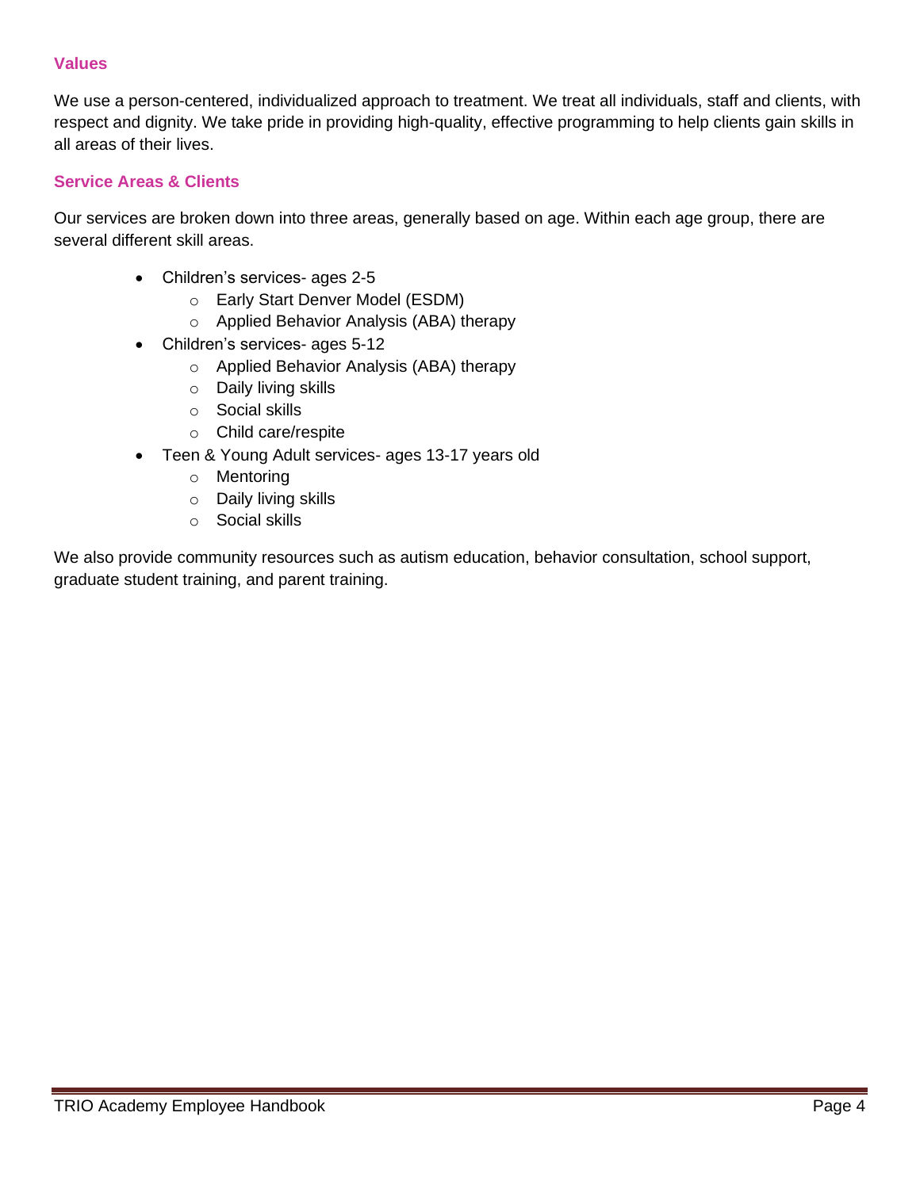## Values

We use a person-centered, individualized approach to treatment. We treat all individuals, staff and clients, with respect and dignity. We take pride in providing high-quality, effective programming to help clients gain skills in all areas of their lives.

## Service Areas & Clients

Our services are broken down into three areas, generally based on age. Within each age group, there are several different skill areas.

- Children's services- ages 2-5
  - Early Start Denver Model (ESDM)
  - Applied Behavior Analysis (ABA) therapy
- Children's services- ages 5-12
  - Applied Behavior Analysis (ABA) therapy
  - Daily living skills
  - Social skills
  - Child care/respite
- Teen & Young Adult services- ages 13-17 years old
  - Mentoring
  - Daily living skills
  - Social skills

We also provide community resources such as autism education, behavior consultation, school support, graduate student training, and parent training.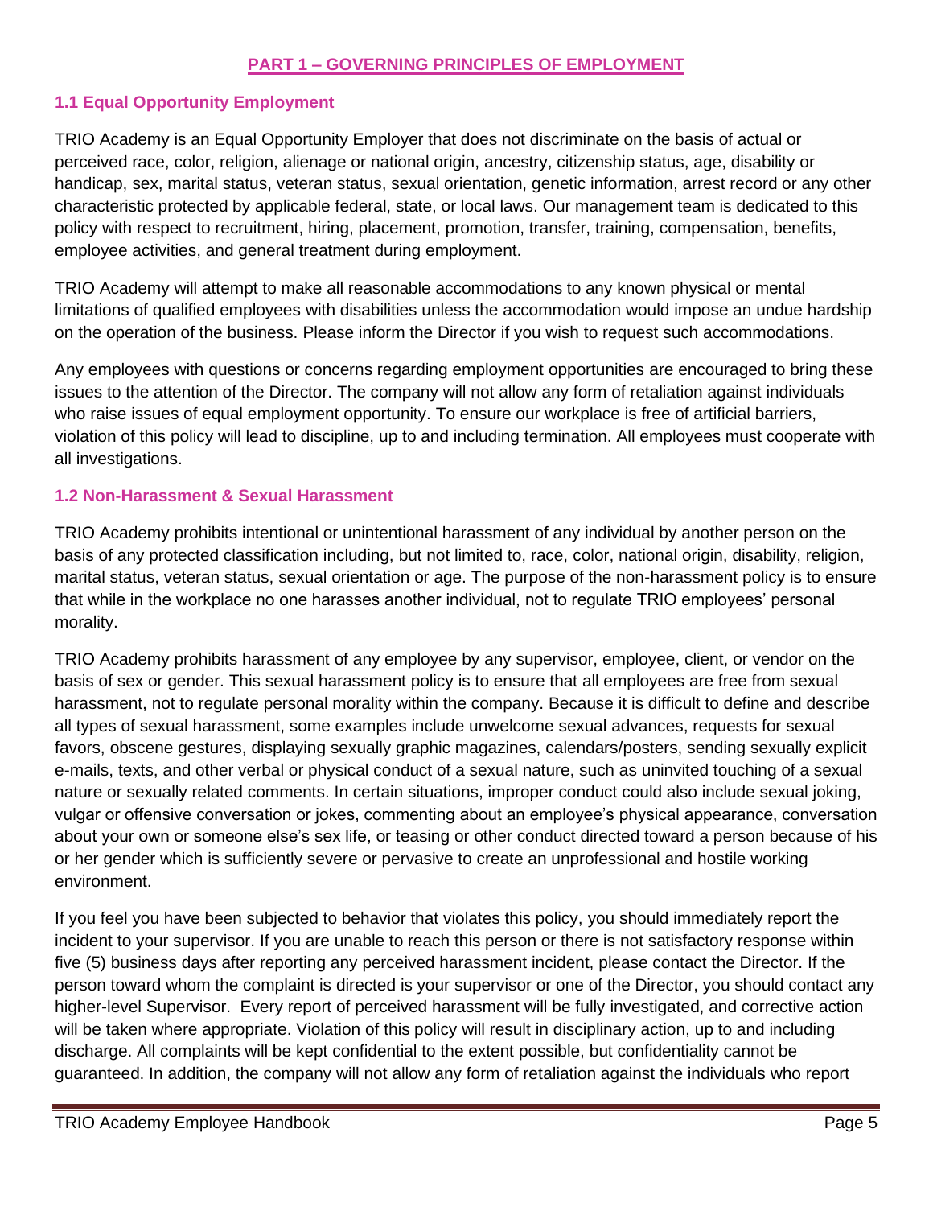## PART 1 – GOVERNING PRINCIPLES OF EMPLOYMENT

### 1.1 Equal Opportunity Employment

TRIO Academy is an Equal Opportunity Employer that does not discriminate on the basis of actual or perceived race, color, religion, alienage or national origin, ancestry, citizenship status, age, disability or handicap, sex, marital status, veteran status, sexual orientation, genetic information, arrest record or any other characteristic protected by applicable federal, state, or local laws. Our management team is dedicated to this policy with respect to recruitment, hiring, placement, promotion, transfer, training, compensation, benefits, employee activities, and general treatment during employment.

TRIO Academy will attempt to make all reasonable accommodations to any known physical or mental limitations of qualified employees with disabilities unless the accommodation would impose an undue hardship on the operation of the business. Please inform the Director if you wish to request such accommodations.

Any employees with questions or concerns regarding employment opportunities are encouraged to bring these issues to the attention of the Director. The company will not allow any form of retaliation against individuals who raise issues of equal employment opportunity. To ensure our workplace is free of artificial barriers, violation of this policy will lead to discipline, up to and including termination. All employees must cooperate with all investigations.

### 1.2 Non-Harassment & Sexual Harassment

TRIO Academy prohibits intentional or unintentional harassment of any individual by another person on the basis of any protected classification including, but not limited to, race, color, national origin, disability, religion, marital status, veteran status, sexual orientation or age. The purpose of the non-harassment policy is to ensure that while in the workplace no one harasses another individual, not to regulate TRIO employees' personal morality.

TRIO Academy prohibits harassment of any employee by any supervisor, employee, client, or vendor on the basis of sex or gender. This sexual harassment policy is to ensure that all employees are free from sexual harassment, not to regulate personal morality within the company. Because it is difficult to define and describe all types of sexual harassment, some examples include unwelcome sexual advances, requests for sexual favors, obscene gestures, displaying sexually graphic magazines, calendars/posters, sending sexually explicit e-mails, texts, and other verbal or physical conduct of a sexual nature, such as uninvited touching of a sexual nature or sexually related comments. In certain situations, improper conduct could also include sexual joking, vulgar or offensive conversation or jokes, commenting about an employee's physical appearance, conversation about your own or someone else's sex life, or teasing or other conduct directed toward a person because of his or her gender which is sufficiently severe or pervasive to create an unprofessional and hostile working environment.

If you feel you have been subjected to behavior that violates this policy, you should immediately report the incident to your supervisor. If you are unable to reach this person or there is not satisfactory response within five (5) business days after reporting any perceived harassment incident, please contact the Director. If the person toward whom the complaint is directed is your supervisor or one of the Director, you should contact any higher-level Supervisor. Every report of perceived harassment will be fully investigated, and corrective action will be taken where appropriate. Violation of this policy will result in disciplinary action, up to and including discharge. All complaints will be kept confidential to the extent possible, but confidentiality cannot be guaranteed. In addition, the company will not allow any form of retaliation against the individuals who report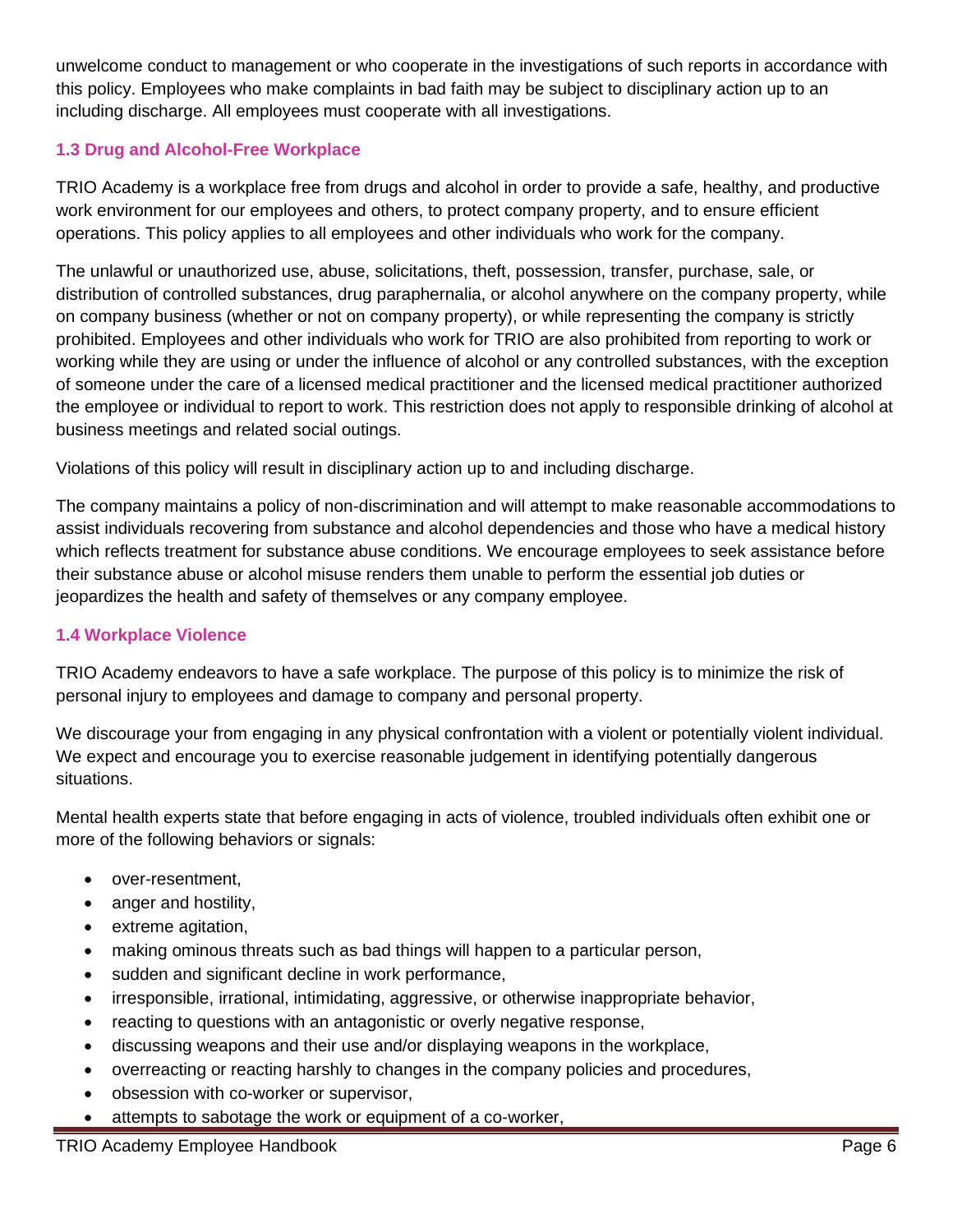unwelcome conduct to management or who cooperate in the investigations of such reports in accordance with this policy. Employees who make complaints in bad faith may be subject to disciplinary action up to an including discharge. All employees must cooperate with all investigations.

### 1.3 Drug and Alcohol-Free Workplace

TRIO Academy is a workplace free from drugs and alcohol in order to provide a safe, healthy, and productive work environment for our employees and others, to protect company property, and to ensure efficient operations. This policy applies to all employees and other individuals who work for the company.

The unlawful or unauthorized use, abuse, solicitations, theft, possession, transfer, purchase, sale, or distribution of controlled substances, drug paraphernalia, or alcohol anywhere on the company property, while on company business (whether or not on company property), or while representing the company is strictly prohibited. Employees and other individuals who work for TRIO are also prohibited from reporting to work or working while they are using or under the influence of alcohol or any controlled substances, with the exception of someone under the care of a licensed medical practitioner and the licensed medical practitioner authorized the employee or individual to report to work. This restriction does not apply to responsible drinking of alcohol at business meetings and related social outings.

Violations of this policy will result in disciplinary action up to and including discharge.

The company maintains a policy of non-discrimination and will attempt to make reasonable accommodations to assist individuals recovering from substance and alcohol dependencies and those who have a medical history which reflects treatment for substance abuse conditions. We encourage employees to seek assistance before their substance abuse or alcohol misuse renders them unable to perform the essential job duties or jeopardizes the health and safety of themselves or any company employee.

### 1.4 Workplace Violence

TRIO Academy endeavors to have a safe workplace. The purpose of this policy is to minimize the risk of personal injury to employees and damage to company and personal property.

We discourage your from engaging in any physical confrontation with a violent or potentially violent individual. We expect and encourage you to exercise reasonable judgement in identifying potentially dangerous situations.

Mental health experts state that before engaging in acts of violence, troubled individuals often exhibit one or more of the following behaviors or signals:

- over-resentment,
- anger and hostility,
- extreme agitation,
- making ominous threats such as bad things will happen to a particular person,
- sudden and significant decline in work performance,
- irresponsible, irrational, intimidating, aggressive, or otherwise inappropriate behavior,
- reacting to questions with an antagonistic or overly negative response,
- discussing weapons and their use and/or displaying weapons in the workplace,
- overreacting or reacting harshly to changes in the company policies and procedures,
- obsession with co-worker or supervisor,
- attempts to sabotage the work or equipment of a co-worker,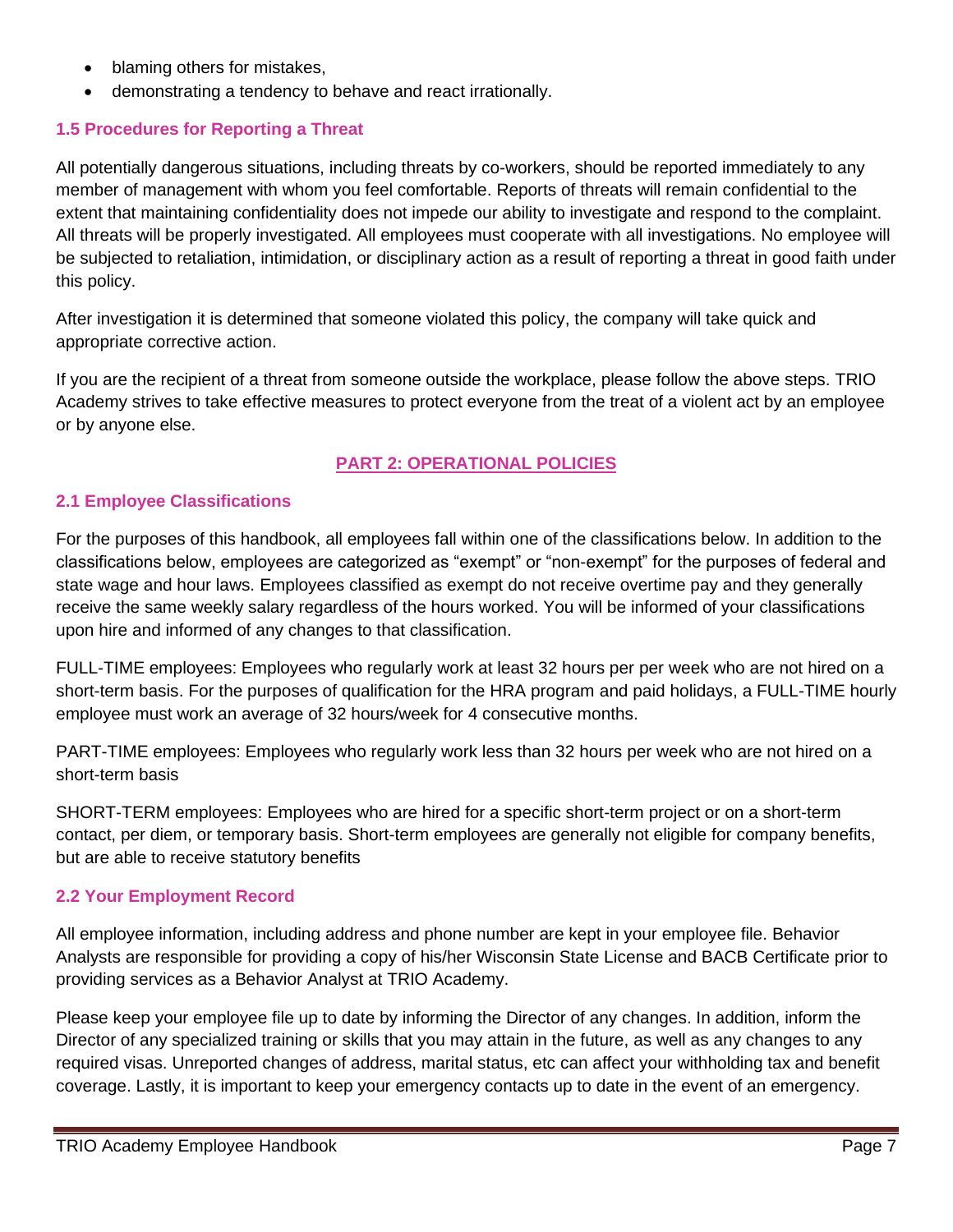- blaming others for mistakes,
- demonstrating a tendency to behave and react irrationally.

### 1.5 Procedures for Reporting a Threat

All potentially dangerous situations, including threats by co-workers, should be reported immediately to any member of management with whom you feel comfortable. Reports of threats will remain confidential to the extent that maintaining confidentiality does not impede our ability to investigate and respond to the complaint. All threats will be properly investigated. All employees must cooperate with all investigations. No employee will be subjected to retaliation, intimidation, or disciplinary action as a result of reporting a threat in good faith under this policy.

After investigation it is determined that someone violated this policy, the company will take quick and appropriate corrective action.

If you are the recipient of a threat from someone outside the workplace, please follow the above steps. TRIO Academy strives to take effective measures to protect everyone from the treat of a violent act by an employee or by anyone else.

## PART 2: OPERATIONAL POLICIES

### 2.1 Employee Classifications

For the purposes of this handbook, all employees fall within one of the classifications below. In addition to the classifications below, employees are categorized as "exempt" or "non-exempt" for the purposes of federal and state wage and hour laws. Employees classified as exempt do not receive overtime pay and they generally receive the same weekly salary regardless of the hours worked. You will be informed of your classifications upon hire and informed of any changes to that classification.

FULL-TIME employees: Employees who regularly work at least 32 hours per per week who are not hired on a short-term basis. For the purposes of qualification for the HRA program and paid holidays, a FULL-TIME hourly employee must work an average of 32 hours/week for 4 consecutive months.

PART-TIME employees: Employees who regularly work less than 32 hours per week who are not hired on a short-term basis

SHORT-TERM employees: Employees who are hired for a specific short-term project or on a short-term contact, per diem, or temporary basis. Short-term employees are generally not eligible for company benefits, but are able to receive statutory benefits

### 2.2 Your Employment Record

All employee information, including address and phone number are kept in your employee file. Behavior Analysts are responsible for providing a copy of his/her Wisconsin State License and BACB Certificate prior to providing services as a Behavior Analyst at TRIO Academy.

Please keep your employee file up to date by informing the Director of any changes. In addition, inform the Director of any specialized training or skills that you may attain in the future, as well as any changes to any required visas. Unreported changes of address, marital status, etc can affect your withholding tax and benefit coverage. Lastly, it is important to keep your emergency contacts up to date in the event of an emergency.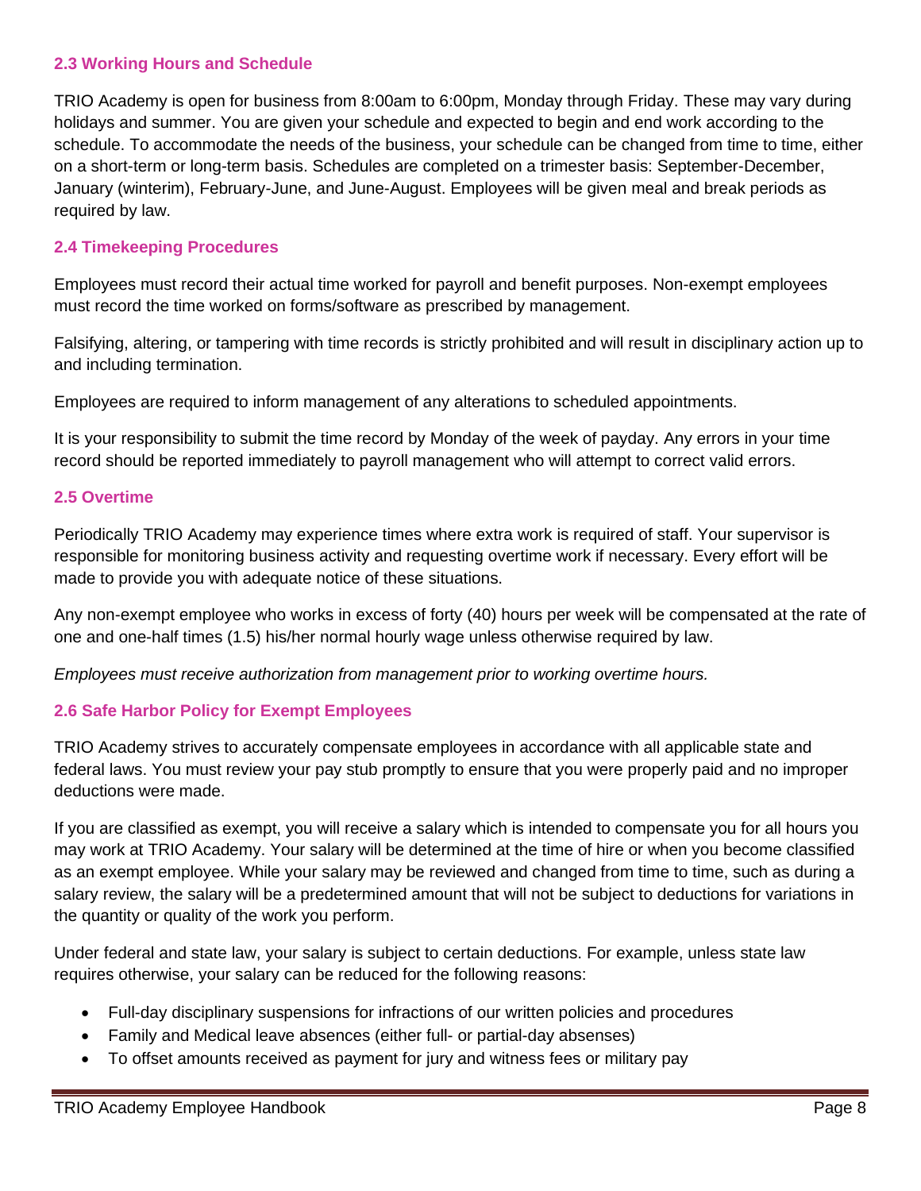### 2.3 Working Hours and Schedule

TRIO Academy is open for business from 8:00am to 6:00pm, Monday through Friday. These may vary during holidays and summer. You are given your schedule and expected to begin and end work according to the schedule. To accommodate the needs of the business, your schedule can be changed from time to time, either on a short-term or long-term basis. Schedules are completed on a trimester basis: September-December, January (winterim), February-June, and June-August. Employees will be given meal and break periods as required by law.

### 2.4 Timekeeping Procedures

Employees must record their actual time worked for payroll and benefit purposes. Non-exempt employees must record the time worked on forms/software as prescribed by management.

Falsifying, altering, or tampering with time records is strictly prohibited and will result in disciplinary action up to and including termination.

Employees are required to inform management of any alterations to scheduled appointments.

It is your responsibility to submit the time record by Monday of the week of payday. Any errors in your time record should be reported immediately to payroll management who will attempt to correct valid errors.

### 2.5 Overtime

Periodically TRIO Academy may experience times where extra work is required of staff. Your supervisor is responsible for monitoring business activity and requesting overtime work if necessary. Every effort will be made to provide you with adequate notice of these situations.

Any non-exempt employee who works in excess of forty (40) hours per week will be compensated at the rate of one and one-half times (1.5) his/her normal hourly wage unless otherwise required by law.

*Employees must receive authorization from management prior to working overtime hours.*

### 2.6 Safe Harbor Policy for Exempt Employees

TRIO Academy strives to accurately compensate employees in accordance with all applicable state and federal laws. You must review your pay stub promptly to ensure that you were properly paid and no improper deductions were made.

If you are classified as exempt, you will receive a salary which is intended to compensate you for all hours you may work at TRIO Academy. Your salary will be determined at the time of hire or when you become classified as an exempt employee. While your salary may be reviewed and changed from time to time, such as during a salary review, the salary will be a predetermined amount that will not be subject to deductions for variations in the quantity or quality of the work you perform.

Under federal and state law, your salary is subject to certain deductions. For example, unless state law requires otherwise, your salary can be reduced for the following reasons:

- Full-day disciplinary suspensions for infractions of our written policies and procedures
- Family and Medical leave absences (either full- or partial-day absenses)
- To offset amounts received as payment for jury and witness fees or military pay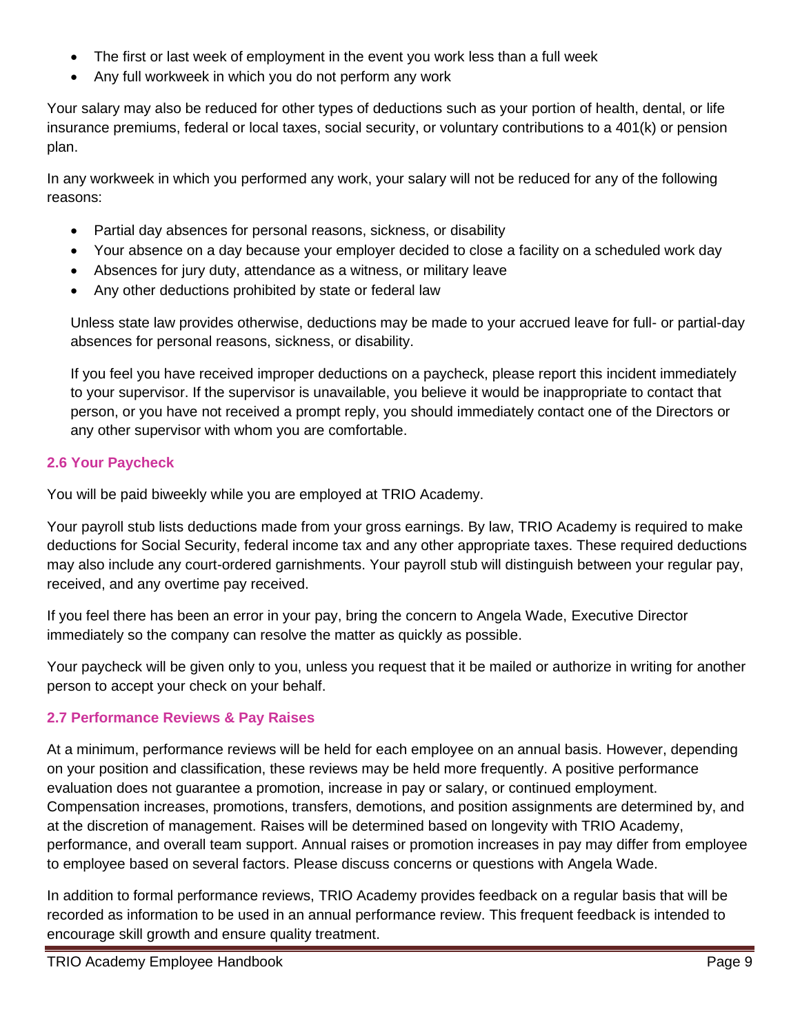- The first or last week of employment in the event you work less than a full week
- Any full workweek in which you do not perform any work

Your salary may also be reduced for other types of deductions such as your portion of health, dental, or life insurance premiums, federal or local taxes, social security, or voluntary contributions to a 401(k) or pension plan.

In any workweek in which you performed any work, your salary will not be reduced for any of the following reasons:

- Partial day absences for personal reasons, sickness, or disability
- Your absence on a day because your employer decided to close a facility on a scheduled work day
- Absences for jury duty, attendance as a witness, or military leave
- Any other deductions prohibited by state or federal law

Unless state law provides otherwise, deductions may be made to your accrued leave for full- or partial-day absences for personal reasons, sickness, or disability.

If you feel you have received improper deductions on a paycheck, please report this incident immediately to your supervisor. If the supervisor is unavailable, you believe it would be inappropriate to contact that person, or you have not received a prompt reply, you should immediately contact one of the Directors or any other supervisor with whom you are comfortable.

### 2.6 Your Paycheck

You will be paid biweekly while you are employed at TRIO Academy.

Your payroll stub lists deductions made from your gross earnings. By law, TRIO Academy is required to make deductions for Social Security, federal income tax and any other appropriate taxes. These required deductions may also include any court-ordered garnishments. Your payroll stub will distinguish between your regular pay, received, and any overtime pay received.

If you feel there has been an error in your pay, bring the concern to Angela Wade, Executive Director immediately so the company can resolve the matter as quickly as possible.

Your paycheck will be given only to you, unless you request that it be mailed or authorize in writing for another person to accept your check on your behalf.

### 2.7 Performance Reviews & Pay Raises

At a minimum, performance reviews will be held for each employee on an annual basis. However, depending on your position and classification, these reviews may be held more frequently. A positive performance evaluation does not guarantee a promotion, increase in pay or salary, or continued employment. Compensation increases, promotions, transfers, demotions, and position assignments are determined by, and at the discretion of management. Raises will be determined based on longevity with TRIO Academy, performance, and overall team support. Annual raises or promotion increases in pay may differ from employee to employee based on several factors. Please discuss concerns or questions with Angela Wade.

In addition to formal performance reviews, TRIO Academy provides feedback on a regular basis that will be recorded as information to be used in an annual performance review. This frequent feedback is intended to encourage skill growth and ensure quality treatment.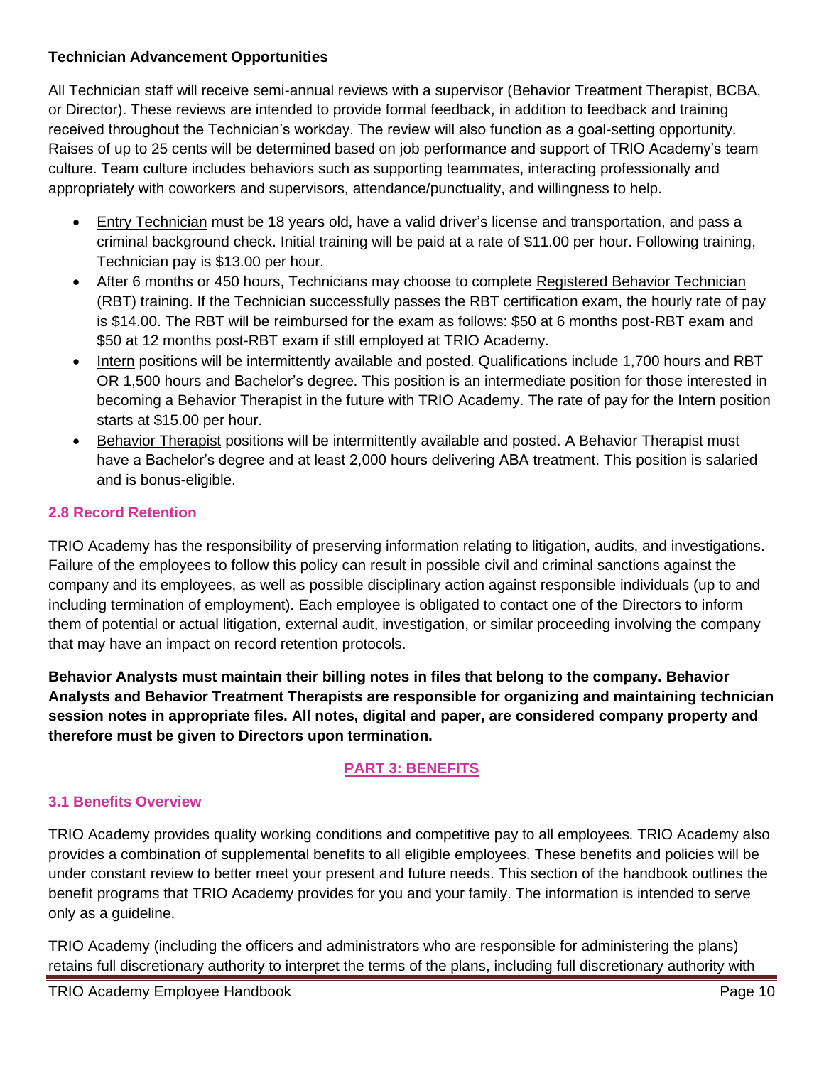**Technician Advancement Opportunities**

All Technician staff will receive semi-annual reviews with a supervisor (Behavior Treatment Therapist, BCBA, or Director). These reviews are intended to provide formal feedback, in addition to feedback and training received throughout the Technician's workday. The review will also function as a goal-setting opportunity. Raises of up to 25 cents will be determined based on job performance and support of TRIO Academy's team culture. Team culture includes behaviors such as supporting teammates, interacting professionally and appropriately with coworkers and supervisors, attendance/punctuality, and willingness to help.

- Entry Technician must be 18 years old, have a valid driver's license and transportation, and pass a criminal background check. Initial training will be paid at a rate of $11.00 per hour. Following training, Technician pay is $13.00 per hour.
- After 6 months or 450 hours, Technicians may choose to complete Registered Behavior Technician (RBT) training. If the Technician successfully passes the RBT certification exam, the hourly rate of pay is $14.00. The RBT will be reimbursed for the exam as follows: $50 at 6 months post-RBT exam and $50 at 12 months post-RBT exam if still employed at TRIO Academy.
- Intern positions will be intermittently available and posted. Qualifications include 1,700 hours and RBT OR 1,500 hours and Bachelor's degree. This position is an intermediate position for those interested in becoming a Behavior Therapist in the future with TRIO Academy. The rate of pay for the Intern position starts at $15.00 per hour.
- Behavior Therapist positions will be intermittently available and posted. A Behavior Therapist must have a Bachelor's degree and at least 2,000 hours delivering ABA treatment. This position is salaried and is bonus-eligible.

### 2.8 Record Retention

TRIO Academy has the responsibility of preserving information relating to litigation, audits, and investigations. Failure of the employees to follow this policy can result in possible civil and criminal sanctions against the company and its employees, as well as possible disciplinary action against responsible individuals (up to and including termination of employment). Each employee is obligated to contact one of the Directors to inform them of potential or actual litigation, external audit, investigation, or similar proceeding involving the company that may have an impact on record retention protocols.

**Behavior Analysts must maintain their billing notes in files that belong to the company. Behavior Analysts and Behavior Treatment Therapists are responsible for organizing and maintaining technician session notes in appropriate files. All notes, digital and paper, are considered company property and therefore must be given to Directors upon termination.**

## PART 3: BENEFITS

### 3.1 Benefits Overview

TRIO Academy provides quality working conditions and competitive pay to all employees. TRIO Academy also provides a combination of supplemental benefits to all eligible employees. These benefits and policies will be under constant review to better meet your present and future needs. This section of the handbook outlines the benefit programs that TRIO Academy provides for you and your family. The information is intended to serve only as a guideline.

TRIO Academy (including the officers and administrators who are responsible for administering the plans) retains full discretionary authority to interpret the terms of the plans, including full discretionary authority with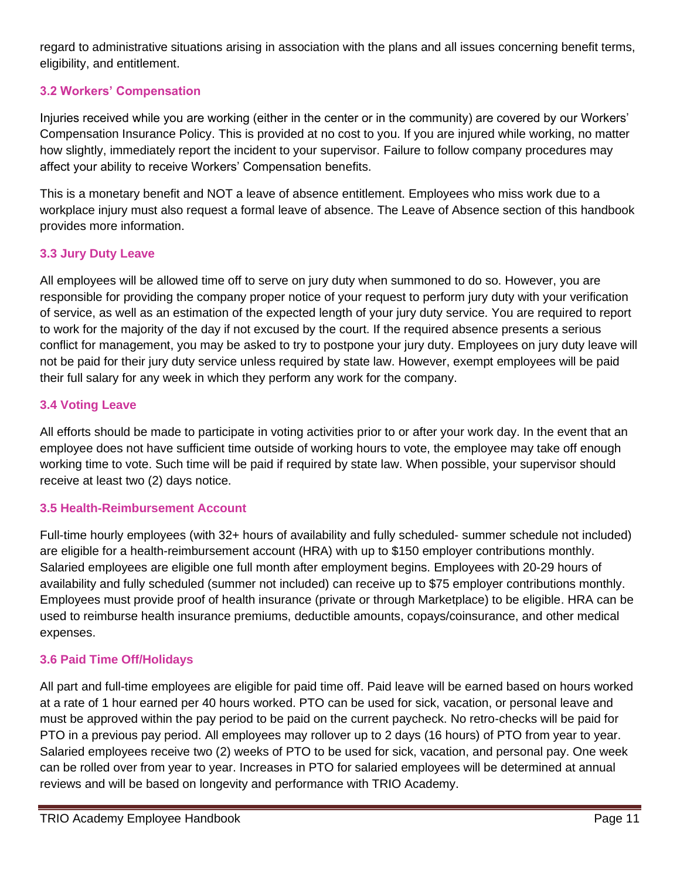regard to administrative situations arising in association with the plans and all issues concerning benefit terms, eligibility, and entitlement.

### 3.2 Workers' Compensation

Injuries received while you are working (either in the center or in the community) are covered by our Workers' Compensation Insurance Policy. This is provided at no cost to you. If you are injured while working, no matter how slightly, immediately report the incident to your supervisor. Failure to follow company procedures may affect your ability to receive Workers' Compensation benefits.

This is a monetary benefit and NOT a leave of absence entitlement. Employees who miss work due to a workplace injury must also request a formal leave of absence. The Leave of Absence section of this handbook provides more information.

### 3.3 Jury Duty Leave

All employees will be allowed time off to serve on jury duty when summoned to do so. However, you are responsible for providing the company proper notice of your request to perform jury duty with your verification of service, as well as an estimation of the expected length of your jury duty service. You are required to report to work for the majority of the day if not excused by the court. If the required absence presents a serious conflict for management, you may be asked to try to postpone your jury duty. Employees on jury duty leave will not be paid for their jury duty service unless required by state law. However, exempt employees will be paid their full salary for any week in which they perform any work for the company.

### 3.4 Voting Leave

All efforts should be made to participate in voting activities prior to or after your work day. In the event that an employee does not have sufficient time outside of working hours to vote, the employee may take off enough working time to vote. Such time will be paid if required by state law. When possible, your supervisor should receive at least two (2) days notice.

### 3.5 Health-Reimbursement Account

Full-time hourly employees (with 32+ hours of availability and fully scheduled- summer schedule not included) are eligible for a health-reimbursement account (HRA) with up to $150 employer contributions monthly. Salaried employees are eligible one full month after employment begins. Employees with 20-29 hours of availability and fully scheduled (summer not included) can receive up to $75 employer contributions monthly. Employees must provide proof of health insurance (private or through Marketplace) to be eligible. HRA can be used to reimburse health insurance premiums, deductible amounts, copays/coinsurance, and other medical expenses.

### 3.6 Paid Time Off/Holidays

All part and full-time employees are eligible for paid time off. Paid leave will be earned based on hours worked at a rate of 1 hour earned per 40 hours worked. PTO can be used for sick, vacation, or personal leave and must be approved within the pay period to be paid on the current paycheck. No retro-checks will be paid for PTO in a previous pay period. All employees may rollover up to 2 days (16 hours) of PTO from year to year. Salaried employees receive two (2) weeks of PTO to be used for sick, vacation, and personal pay. One week can be rolled over from year to year. Increases in PTO for salaried employees will be determined at annual reviews and will be based on longevity and performance with TRIO Academy.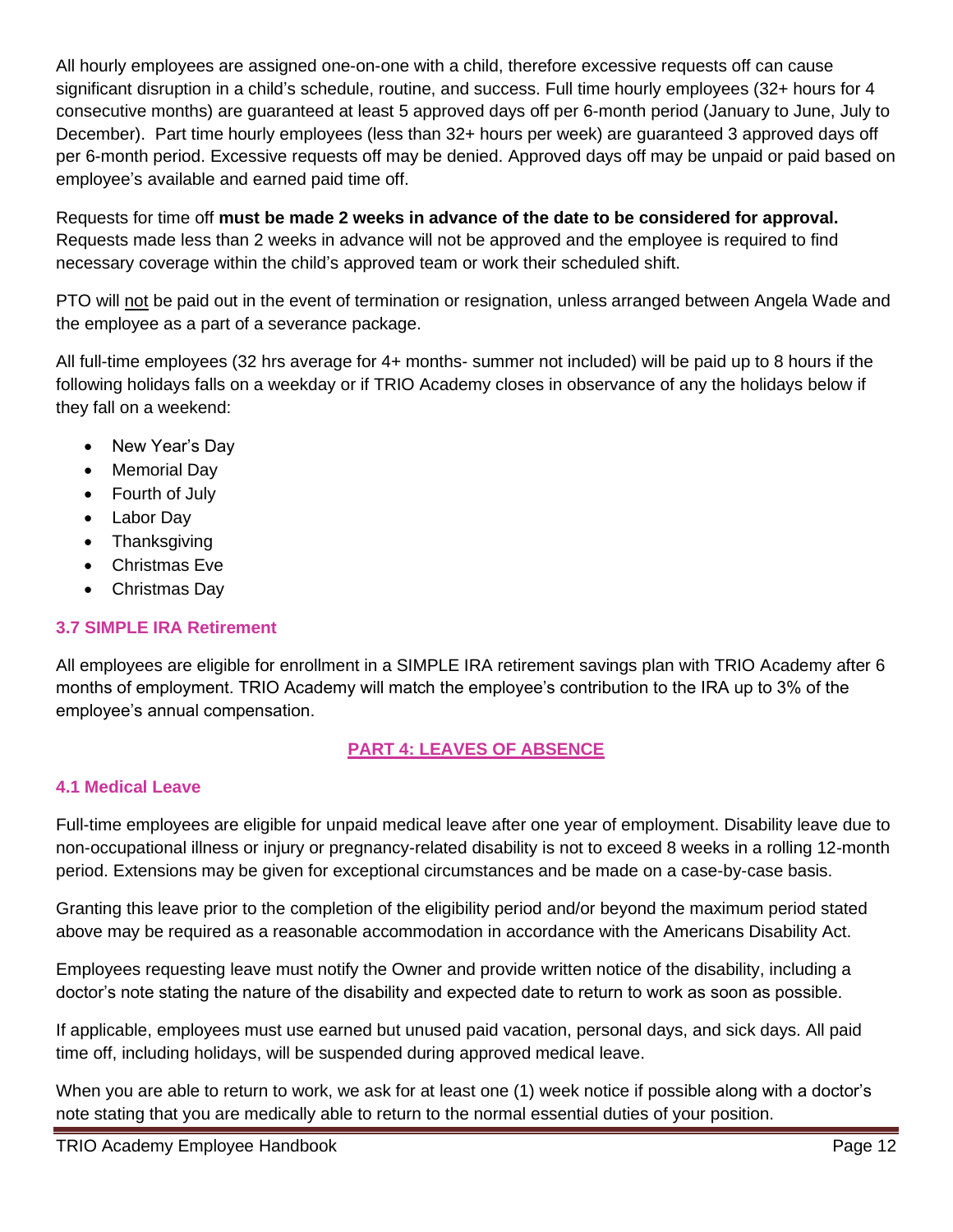All hourly employees are assigned one-on-one with a child, therefore excessive requests off can cause significant disruption in a child's schedule, routine, and success. Full time hourly employees (32+ hours for 4 consecutive months) are guaranteed at least 5 approved days off per 6-month period (January to June, July to December). Part time hourly employees (less than 32+ hours per week) are guaranteed 3 approved days off per 6-month period. Excessive requests off may be denied. Approved days off may be unpaid or paid based on employee's available and earned paid time off.

Requests for time off **must be made 2 weeks in advance of the date to be considered for approval.** Requests made less than 2 weeks in advance will not be approved and the employee is required to find necessary coverage within the child's approved team or work their scheduled shift.

PTO will <u>not</u> be paid out in the event of termination or resignation, unless arranged between Angela Wade and the employee as a part of a severance package.

All full-time employees (32 hrs average for 4+ months- summer not included) will be paid up to 8 hours if the following holidays falls on a weekday or if TRIO Academy closes in observance of any the holidays below if they fall on a weekend:

- New Year's Day
- Memorial Day
- Fourth of July
- Labor Day
- Thanksgiving
- Christmas Eve
- Christmas Day

### 3.7 SIMPLE IRA Retirement

All employees are eligible for enrollment in a SIMPLE IRA retirement savings plan with TRIO Academy after 6 months of employment. TRIO Academy will match the employee's contribution to the IRA up to 3% of the employee's annual compensation.

## PART 4: LEAVES OF ABSENCE

### 4.1 Medical Leave

Full-time employees are eligible for unpaid medical leave after one year of employment. Disability leave due to non-occupational illness or injury or pregnancy-related disability is not to exceed 8 weeks in a rolling 12-month period. Extensions may be given for exceptional circumstances and be made on a case-by-case basis.

Granting this leave prior to the completion of the eligibility period and/or beyond the maximum period stated above may be required as a reasonable accommodation in accordance with the Americans Disability Act.

Employees requesting leave must notify the Owner and provide written notice of the disability, including a doctor's note stating the nature of the disability and expected date to return to work as soon as possible.

If applicable, employees must use earned but unused paid vacation, personal days, and sick days. All paid time off, including holidays, will be suspended during approved medical leave.

When you are able to return to work, we ask for at least one (1) week notice if possible along with a doctor's note stating that you are medically able to return to the normal essential duties of your position.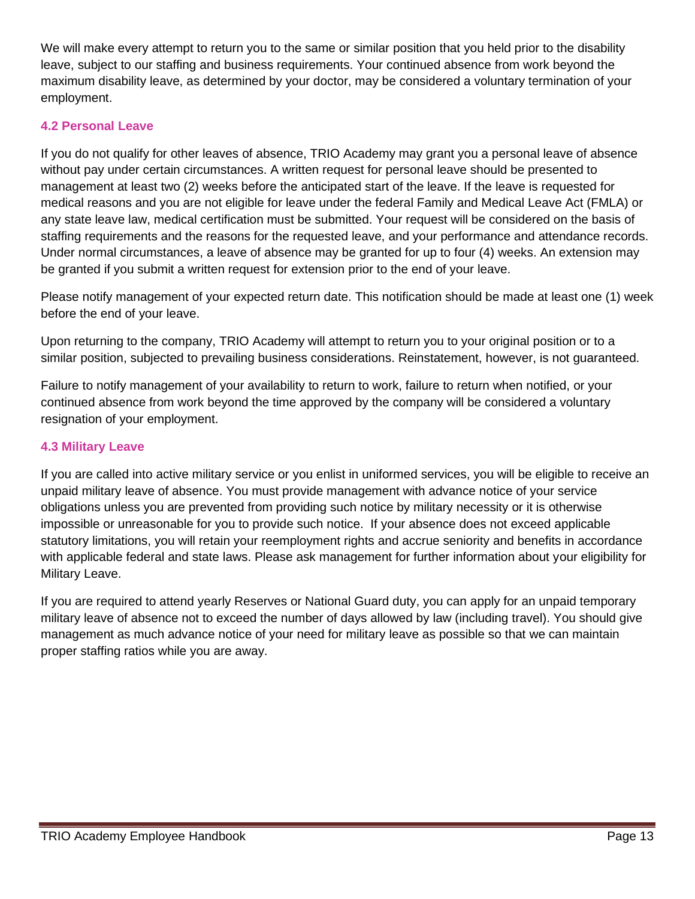We will make every attempt to return you to the same or similar position that you held prior to the disability leave, subject to our staffing and business requirements. Your continued absence from work beyond the maximum disability leave, as determined by your doctor, may be considered a voluntary termination of your employment.

### 4.2 Personal Leave

If you do not qualify for other leaves of absence, TRIO Academy may grant you a personal leave of absence without pay under certain circumstances. A written request for personal leave should be presented to management at least two (2) weeks before the anticipated start of the leave. If the leave is requested for medical reasons and you are not eligible for leave under the federal Family and Medical Leave Act (FMLA) or any state leave law, medical certification must be submitted. Your request will be considered on the basis of staffing requirements and the reasons for the requested leave, and your performance and attendance records. Under normal circumstances, a leave of absence may be granted for up to four (4) weeks. An extension may be granted if you submit a written request for extension prior to the end of your leave.

Please notify management of your expected return date. This notification should be made at least one (1) week before the end of your leave.

Upon returning to the company, TRIO Academy will attempt to return you to your original position or to a similar position, subjected to prevailing business considerations. Reinstatement, however, is not guaranteed.

Failure to notify management of your availability to return to work, failure to return when notified, or your continued absence from work beyond the time approved by the company will be considered a voluntary resignation of your employment.

### 4.3 Military Leave

If you are called into active military service or you enlist in uniformed services, you will be eligible to receive an unpaid military leave of absence. You must provide management with advance notice of your service obligations unless you are prevented from providing such notice by military necessity or it is otherwise impossible or unreasonable for you to provide such notice. If your absence does not exceed applicable statutory limitations, you will retain your reemployment rights and accrue seniority and benefits in accordance with applicable federal and state laws. Please ask management for further information about your eligibility for Military Leave.

If you are required to attend yearly Reserves or National Guard duty, you can apply for an unpaid temporary military leave of absence not to exceed the number of days allowed by law (including travel). You should give management as much advance notice of your need for military leave as possible so that we can maintain proper staffing ratios while you are away.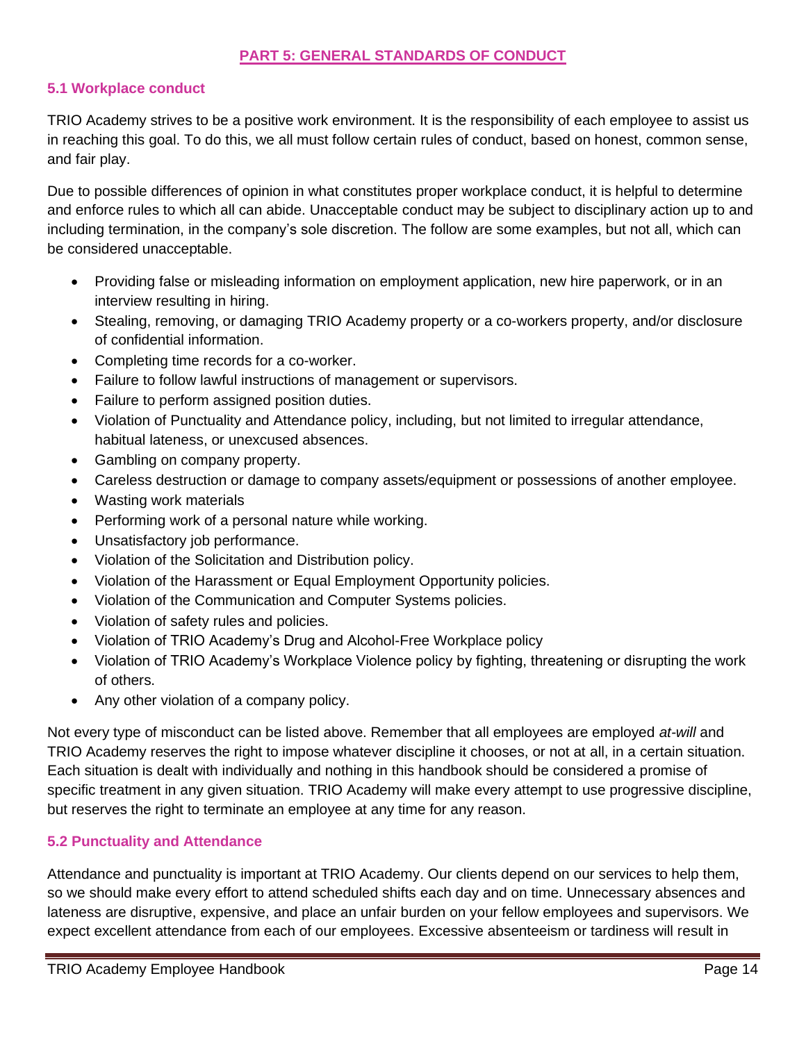## PART 5: GENERAL STANDARDS OF CONDUCT

### 5.1 Workplace conduct

TRIO Academy strives to be a positive work environment. It is the responsibility of each employee to assist us in reaching this goal. To do this, we all must follow certain rules of conduct, based on honest, common sense, and fair play.

Due to possible differences of opinion in what constitutes proper workplace conduct, it is helpful to determine and enforce rules to which all can abide. Unacceptable conduct may be subject to disciplinary action up to and including termination, in the company's sole discretion. The follow are some examples, but not all, which can be considered unacceptable.

- Providing false or misleading information on employment application, new hire paperwork, or in an interview resulting in hiring.
- Stealing, removing, or damaging TRIO Academy property or a co-workers property, and/or disclosure of confidential information.
- Completing time records for a co-worker.
- Failure to follow lawful instructions of management or supervisors.
- Failure to perform assigned position duties.
- Violation of Punctuality and Attendance policy, including, but not limited to irregular attendance, habitual lateness, or unexcused absences.
- Gambling on company property.
- Careless destruction or damage to company assets/equipment or possessions of another employee.
- Wasting work materials
- Performing work of a personal nature while working.
- Unsatisfactory job performance.
- Violation of the Solicitation and Distribution policy.
- Violation of the Harassment or Equal Employment Opportunity policies.
- Violation of the Communication and Computer Systems policies.
- Violation of safety rules and policies.
- Violation of TRIO Academy's Drug and Alcohol-Free Workplace policy
- Violation of TRIO Academy's Workplace Violence policy by fighting, threatening or disrupting the work of others.
- Any other violation of a company policy.

Not every type of misconduct can be listed above. Remember that all employees are employed *at-will* and TRIO Academy reserves the right to impose whatever discipline it chooses, or not at all, in a certain situation. Each situation is dealt with individually and nothing in this handbook should be considered a promise of specific treatment in any given situation. TRIO Academy will make every attempt to use progressive discipline, but reserves the right to terminate an employee at any time for any reason.

### 5.2 Punctuality and Attendance

Attendance and punctuality is important at TRIO Academy. Our clients depend on our services to help them, so we should make every effort to attend scheduled shifts each day and on time. Unnecessary absences and lateness are disruptive, expensive, and place an unfair burden on your fellow employees and supervisors. We expect excellent attendance from each of our employees. Excessive absenteeism or tardiness will result in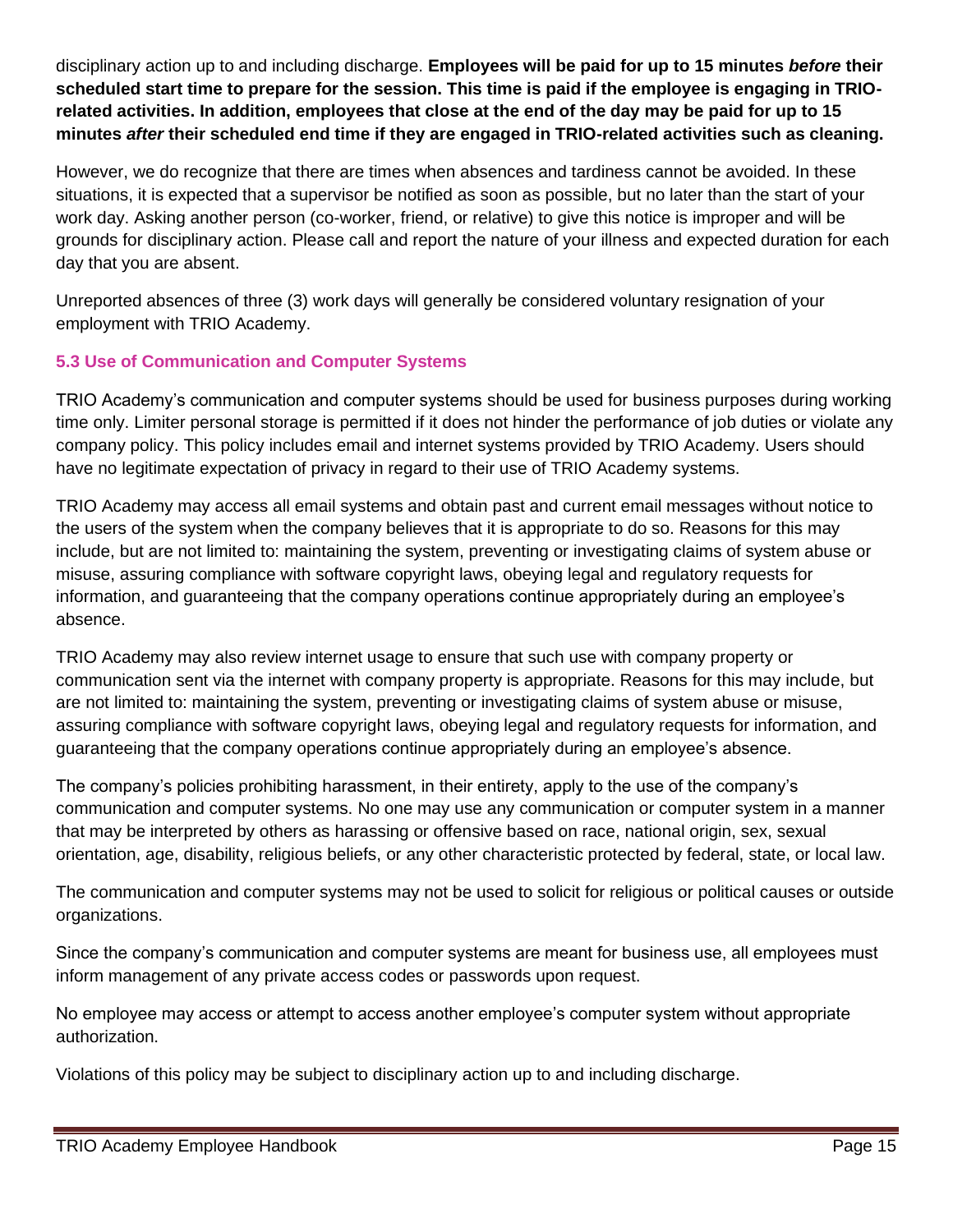disciplinary action up to and including discharge. **Employees will be paid for up to 15 minutes *before* their scheduled start time to prepare for the session. This time is paid if the employee is engaging in TRIO-related activities. In addition, employees that close at the end of the day may be paid for up to 15 minutes *after* their scheduled end time if they are engaged in TRIO-related activities such as cleaning.**

However, we do recognize that there are times when absences and tardiness cannot be avoided. In these situations, it is expected that a supervisor be notified as soon as possible, but no later than the start of your work day. Asking another person (co-worker, friend, or relative) to give this notice is improper and will be grounds for disciplinary action. Please call and report the nature of your illness and expected duration for each day that you are absent.

Unreported absences of three (3) work days will generally be considered voluntary resignation of your employment with TRIO Academy.

### 5.3 Use of Communication and Computer Systems

TRIO Academy's communication and computer systems should be used for business purposes during working time only. Limiter personal storage is permitted if it does not hinder the performance of job duties or violate any company policy. This policy includes email and internet systems provided by TRIO Academy. Users should have no legitimate expectation of privacy in regard to their use of TRIO Academy systems.

TRIO Academy may access all email systems and obtain past and current email messages without notice to the users of the system when the company believes that it is appropriate to do so. Reasons for this may include, but are not limited to: maintaining the system, preventing or investigating claims of system abuse or misuse, assuring compliance with software copyright laws, obeying legal and regulatory requests for information, and guaranteeing that the company operations continue appropriately during an employee's absence.

TRIO Academy may also review internet usage to ensure that such use with company property or communication sent via the internet with company property is appropriate. Reasons for this may include, but are not limited to: maintaining the system, preventing or investigating claims of system abuse or misuse, assuring compliance with software copyright laws, obeying legal and regulatory requests for information, and guaranteeing that the company operations continue appropriately during an employee's absence.

The company's policies prohibiting harassment, in their entirety, apply to the use of the company's communication and computer systems. No one may use any communication or computer system in a manner that may be interpreted by others as harassing or offensive based on race, national origin, sex, sexual orientation, age, disability, religious beliefs, or any other characteristic protected by federal, state, or local law.

The communication and computer systems may not be used to solicit for religious or political causes or outside organizations.

Since the company's communication and computer systems are meant for business use, all employees must inform management of any private access codes or passwords upon request.

No employee may access or attempt to access another employee's computer system without appropriate authorization.

Violations of this policy may be subject to disciplinary action up to and including discharge.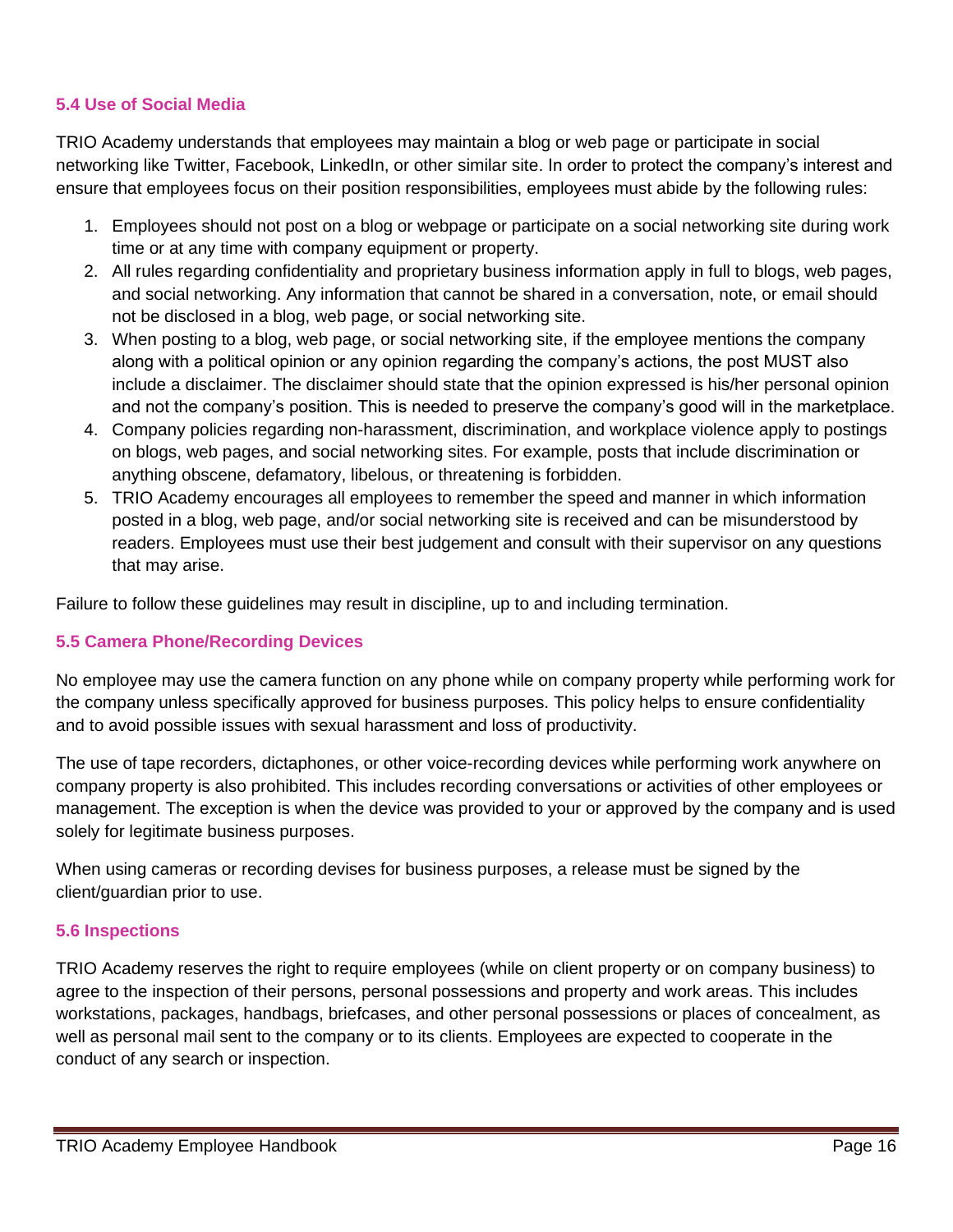### 5.4 Use of Social Media

TRIO Academy understands that employees may maintain a blog or web page or participate in social networking like Twitter, Facebook, LinkedIn, or other similar site. In order to protect the company's interest and ensure that employees focus on their position responsibilities, employees must abide by the following rules:

1. Employees should not post on a blog or webpage or participate on a social networking site during work time or at any time with company equipment or property.
2. All rules regarding confidentiality and proprietary business information apply in full to blogs, web pages, and social networking. Any information that cannot be shared in a conversation, note, or email should not be disclosed in a blog, web page, or social networking site.
3. When posting to a blog, web page, or social networking site, if the employee mentions the company along with a political opinion or any opinion regarding the company's actions, the post MUST also include a disclaimer. The disclaimer should state that the opinion expressed is his/her personal opinion and not the company's position. This is needed to preserve the company's good will in the marketplace.
4. Company policies regarding non-harassment, discrimination, and workplace violence apply to postings on blogs, web pages, and social networking sites. For example, posts that include discrimination or anything obscene, defamatory, libelous, or threatening is forbidden.
5. TRIO Academy encourages all employees to remember the speed and manner in which information posted in a blog, web page, and/or social networking site is received and can be misunderstood by readers. Employees must use their best judgement and consult with their supervisor on any questions that may arise.

Failure to follow these guidelines may result in discipline, up to and including termination.

### 5.5 Camera Phone/Recording Devices

No employee may use the camera function on any phone while on company property while performing work for the company unless specifically approved for business purposes. This policy helps to ensure confidentiality and to avoid possible issues with sexual harassment and loss of productivity.

The use of tape recorders, dictaphones, or other voice-recording devices while performing work anywhere on company property is also prohibited. This includes recording conversations or activities of other employees or management. The exception is when the device was provided to your or approved by the company and is used solely for legitimate business purposes.

When using cameras or recording devises for business purposes, a release must be signed by the client/guardian prior to use.

### 5.6 Inspections

TRIO Academy reserves the right to require employees (while on client property or on company business) to agree to the inspection of their persons, personal possessions and property and work areas. This includes workstations, packages, handbags, briefcases, and other personal possessions or places of concealment, as well as personal mail sent to the company or to its clients. Employees are expected to cooperate in the conduct of any search or inspection.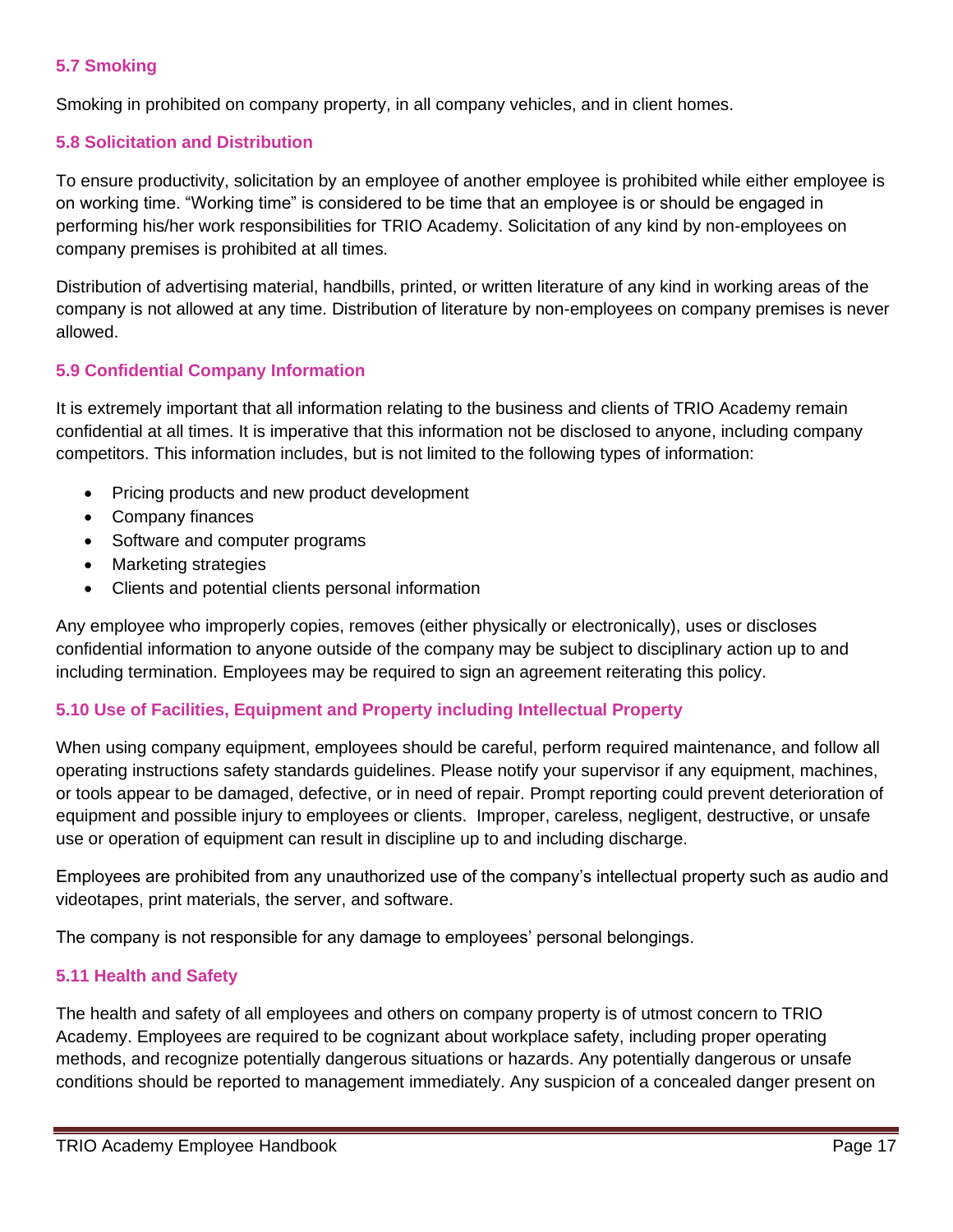### 5.7 Smoking

Smoking in prohibited on company property, in all company vehicles, and in client homes.

### 5.8 Solicitation and Distribution

To ensure productivity, solicitation by an employee of another employee is prohibited while either employee is on working time. “Working time” is considered to be time that an employee is or should be engaged in performing his/her work responsibilities for TRIO Academy. Solicitation of any kind by non-employees on company premises is prohibited at all times.

Distribution of advertising material, handbills, printed, or written literature of any kind in working areas of the company is not allowed at any time. Distribution of literature by non-employees on company premises is never allowed.

### 5.9 Confidential Company Information

It is extremely important that all information relating to the business and clients of TRIO Academy remain confidential at all times. It is imperative that this information not be disclosed to anyone, including company competitors. This information includes, but is not limited to the following types of information:

- Pricing products and new product development
- Company finances
- Software and computer programs
- Marketing strategies
- Clients and potential clients personal information

Any employee who improperly copies, removes (either physically or electronically), uses or discloses confidential information to anyone outside of the company may be subject to disciplinary action up to and including termination. Employees may be required to sign an agreement reiterating this policy.

### 5.10 Use of Facilities, Equipment and Property including Intellectual Property

When using company equipment, employees should be careful, perform required maintenance, and follow all operating instructions safety standards guidelines. Please notify your supervisor if any equipment, machines, or tools appear to be damaged, defective, or in need of repair. Prompt reporting could prevent deterioration of equipment and possible injury to employees or clients. Improper, careless, negligent, destructive, or unsafe use or operation of equipment can result in discipline up to and including discharge.

Employees are prohibited from any unauthorized use of the company’s intellectual property such as audio and videotapes, print materials, the server, and software.

The company is not responsible for any damage to employees’ personal belongings.

### 5.11 Health and Safety

The health and safety of all employees and others on company property is of utmost concern to TRIO Academy. Employees are required to be cognizant about workplace safety, including proper operating methods, and recognize potentially dangerous situations or hazards. Any potentially dangerous or unsafe conditions should be reported to management immediately. Any suspicion of a concealed danger present on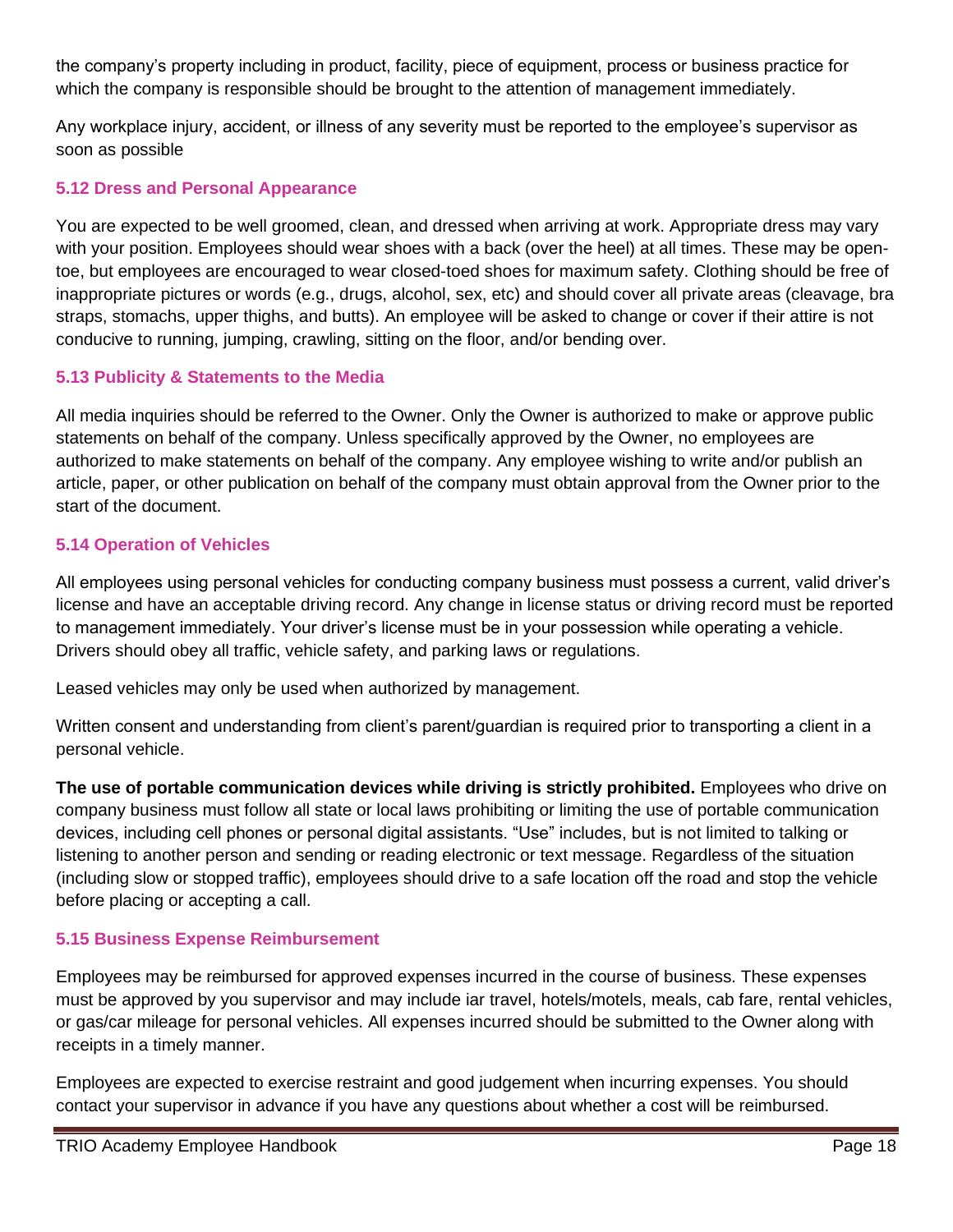the company's property including in product, facility, piece of equipment, process or business practice for which the company is responsible should be brought to the attention of management immediately.

Any workplace injury, accident, or illness of any severity must be reported to the employee's supervisor as soon as possible

### 5.12 Dress and Personal Appearance

You are expected to be well groomed, clean, and dressed when arriving at work. Appropriate dress may vary with your position. Employees should wear shoes with a back (over the heel) at all times. These may be open-toe, but employees are encouraged to wear closed-toed shoes for maximum safety. Clothing should be free of inappropriate pictures or words (e.g., drugs, alcohol, sex, etc) and should cover all private areas (cleavage, bra straps, stomachs, upper thighs, and butts). An employee will be asked to change or cover if their attire is not conducive to running, jumping, crawling, sitting on the floor, and/or bending over.

### 5.13 Publicity & Statements to the Media

All media inquiries should be referred to the Owner. Only the Owner is authorized to make or approve public statements on behalf of the company. Unless specifically approved by the Owner, no employees are authorized to make statements on behalf of the company. Any employee wishing to write and/or publish an article, paper, or other publication on behalf of the company must obtain approval from the Owner prior to the start of the document.

### 5.14 Operation of Vehicles

All employees using personal vehicles for conducting company business must possess a current, valid driver's license and have an acceptable driving record. Any change in license status or driving record must be reported to management immediately. Your driver's license must be in your possession while operating a vehicle. Drivers should obey all traffic, vehicle safety, and parking laws or regulations.

Leased vehicles may only be used when authorized by management.

Written consent and understanding from client's parent/guardian is required prior to transporting a client in a personal vehicle.

**The use of portable communication devices while driving is strictly prohibited.** Employees who drive on company business must follow all state or local laws prohibiting or limiting the use of portable communication devices, including cell phones or personal digital assistants. "Use" includes, but is not limited to talking or listening to another person and sending or reading electronic or text message. Regardless of the situation (including slow or stopped traffic), employees should drive to a safe location off the road and stop the vehicle before placing or accepting a call.

### 5.15 Business Expense Reimbursement

Employees may be reimbursed for approved expenses incurred in the course of business. These expenses must be approved by you supervisor and may include iar travel, hotels/motels, meals, cab fare, rental vehicles, or gas/car mileage for personal vehicles. All expenses incurred should be submitted to the Owner along with receipts in a timely manner.

Employees are expected to exercise restraint and good judgement when incurring expenses. You should contact your supervisor in advance if you have any questions about whether a cost will be reimbursed.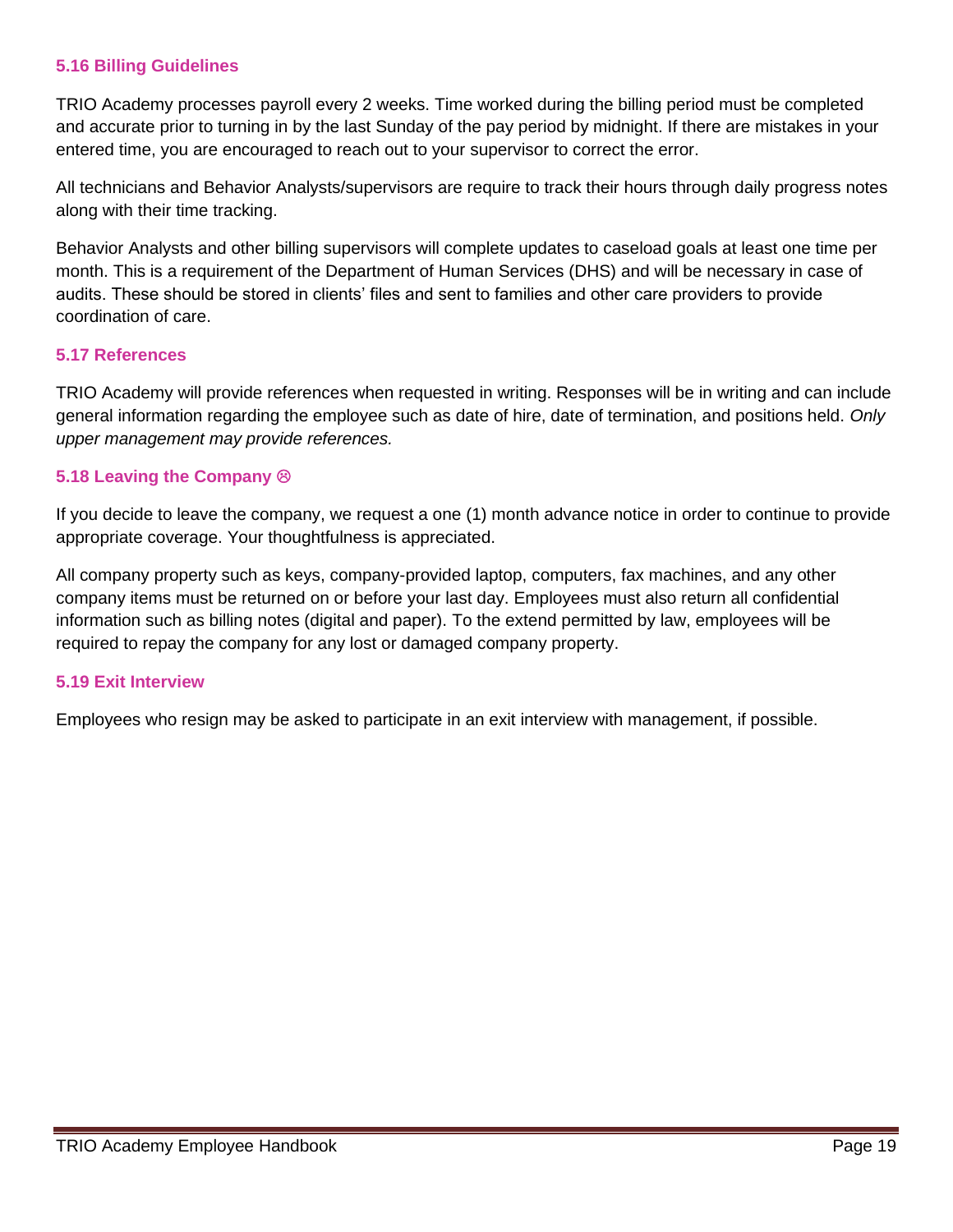### 5.16 Billing Guidelines

TRIO Academy processes payroll every 2 weeks. Time worked during the billing period must be completed and accurate prior to turning in by the last Sunday of the pay period by midnight. If there are mistakes in your entered time, you are encouraged to reach out to your supervisor to correct the error.

All technicians and Behavior Analysts/supervisors are require to track their hours through daily progress notes along with their time tracking.

Behavior Analysts and other billing supervisors will complete updates to caseload goals at least one time per month. This is a requirement of the Department of Human Services (DHS) and will be necessary in case of audits. These should be stored in clients' files and sent to families and other care providers to provide coordination of care.

### 5.17 References

TRIO Academy will provide references when requested in writing. Responses will be in writing and can include general information regarding the employee such as date of hire, date of termination, and positions held. *Only upper management may provide references.*

### 5.18 Leaving the Company ☹

If you decide to leave the company, we request a one (1) month advance notice in order to continue to provide appropriate coverage. Your thoughtfulness is appreciated.

All company property such as keys, company-provided laptop, computers, fax machines, and any other company items must be returned on or before your last day. Employees must also return all confidential information such as billing notes (digital and paper). To the extend permitted by law, employees will be required to repay the company for any lost or damaged company property.

### 5.19 Exit Interview

Employees who resign may be asked to participate in an exit interview with management, if possible.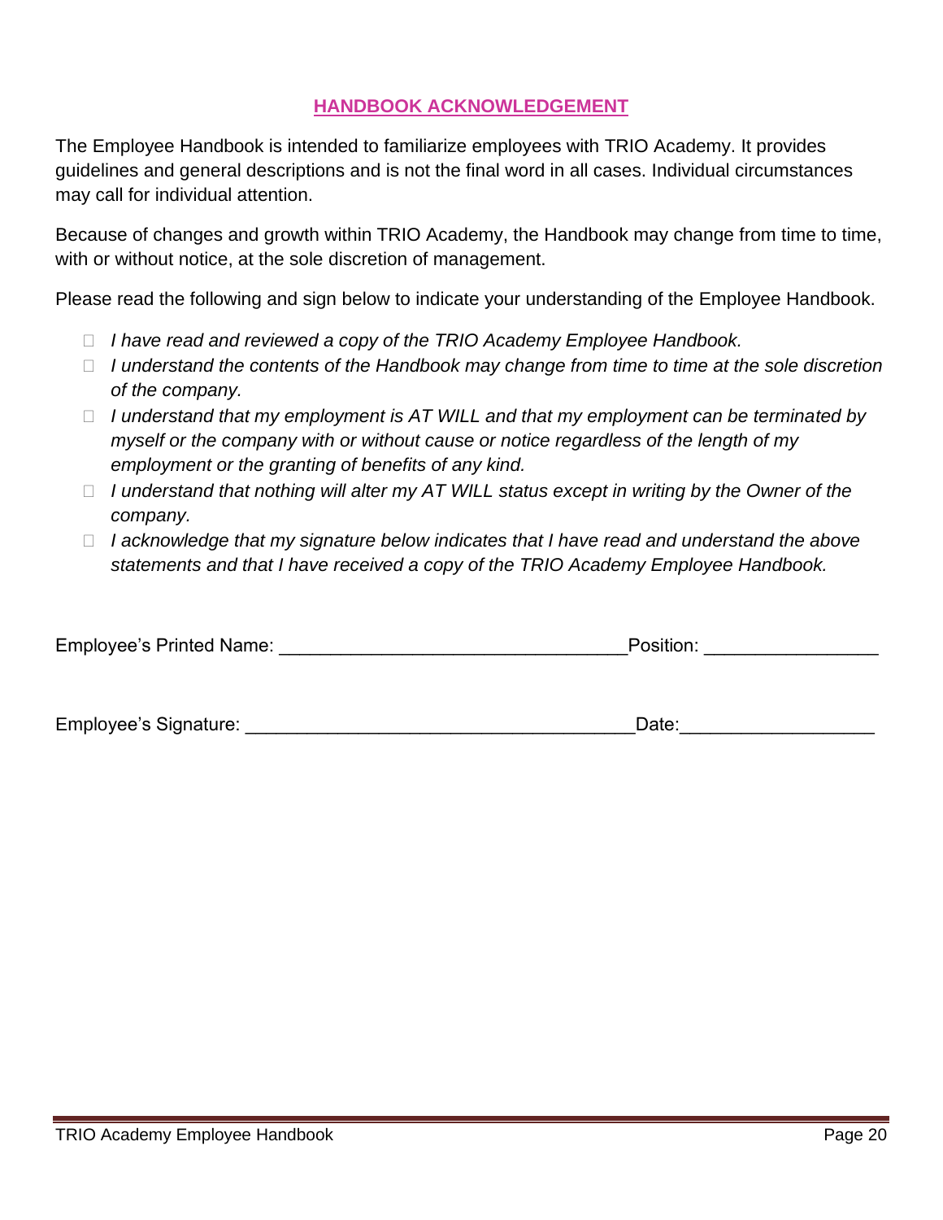## HANDBOOK ACKNOWLEDGEMENT

The Employee Handbook is intended to familiarize employees with TRIO Academy. It provides guidelines and general descriptions and is not the final word in all cases. Individual circumstances may call for individual attention.

Because of changes and growth within TRIO Academy, the Handbook may change from time to time, with or without notice, at the sole discretion of management.

Please read the following and sign below to indicate your understanding of the Employee Handbook.

- *I have read and reviewed a copy of the TRIO Academy Employee Handbook.*
- *I understand the contents of the Handbook may change from time to time at the sole discretion of the company.*
- *I understand that my employment is AT WILL and that my employment can be terminated by myself or the company with or without cause or notice regardless of the length of my employment or the granting of benefits of any kind.*
- *I understand that nothing will alter my AT WILL status except in writing by the Owner of the company.*
- *I acknowledge that my signature below indicates that I have read and understand the above statements and that I have received a copy of the TRIO Academy Employee Handbook.*

Employee's Printed Name: _________________________________Position: ________________

Employee's Signature: _____________________________________Date:__________________